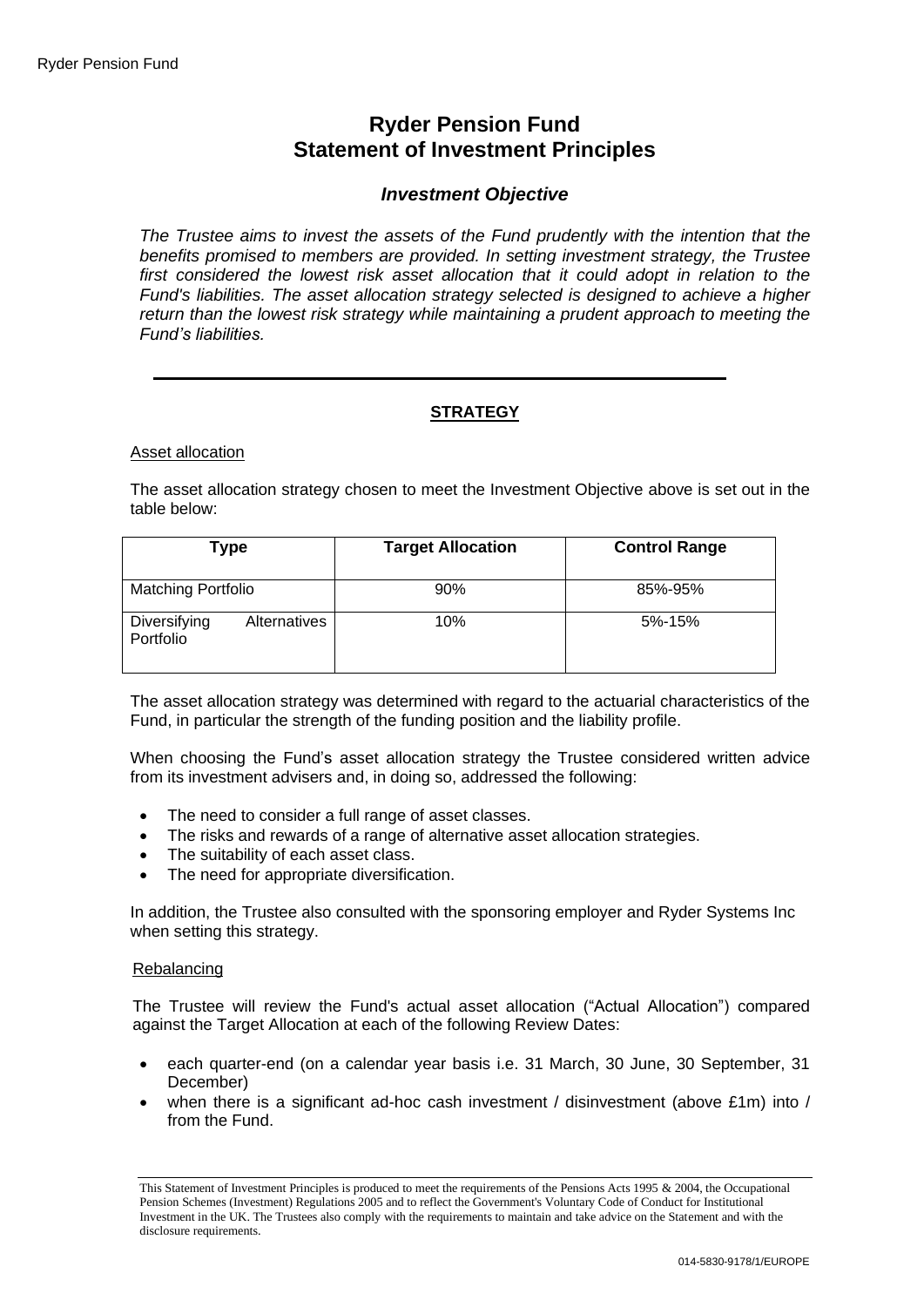# Ryder Pension Fund
# Statement of Investment Principles

## *Investment Objective*

*The Trustee aims to invest the assets of the Fund prudently with the intention that the benefits promised to members are provided. In setting investment strategy, the Trustee first considered the lowest risk asset allocation that it could adopt in relation to the Fund's liabilities. The asset allocation strategy selected is designed to achieve a higher return than the lowest risk strategy while maintaining a prudent approach to meeting the Fund's liabilities.*

---

## STRATEGY

### Asset allocation

The asset allocation strategy chosen to meet the Investment Objective above is set out in the table below:

| Type | Target Allocation | Control Range |
|---|---|---|
| Matching Portfolio | 90% | 85%-95% |
| Diversifying Alternatives Portfolio | 10% | 5%-15% |

The asset allocation strategy was determined with regard to the actuarial characteristics of the Fund, in particular the strength of the funding position and the liability profile.

When choosing the Fund's asset allocation strategy the Trustee considered written advice from its investment advisers and, in doing so, addressed the following:

- The need to consider a full range of asset classes.
- The risks and rewards of a range of alternative asset allocation strategies.
- The suitability of each asset class.
- The need for appropriate diversification.

In addition, the Trustee also consulted with the sponsoring employer and Ryder Systems Inc when setting this strategy.

### Rebalancing

The Trustee will review the Fund's actual asset allocation ("Actual Allocation") compared against the Target Allocation at each of the following Review Dates:

- each quarter-end (on a calendar year basis i.e. 31 March, 30 June, 30 September, 31 December)
- when there is a significant ad-hoc cash investment / disinvestment (above £1m) into / from the Fund.

---

This Statement of Investment Principles is produced to meet the requirements of the Pensions Acts 1995 & 2004, the Occupational Pension Schemes (Investment) Regulations 2005 and to reflect the Government's Voluntary Code of Conduct for Institutional Investment in the UK. The Trustees also comply with the requirements to maintain and take advice on the Statement and with the disclosure requirements.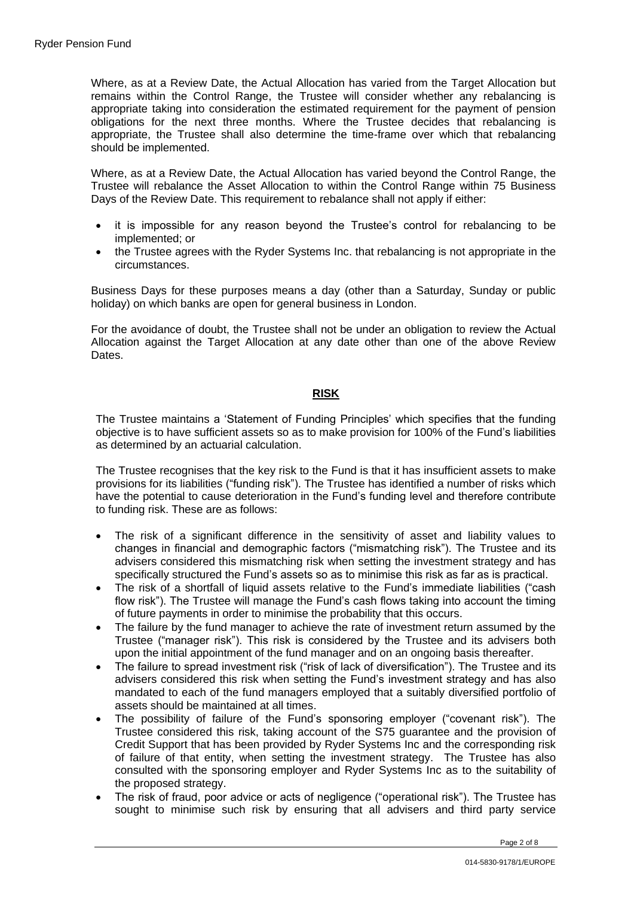Where, as at a Review Date, the Actual Allocation has varied from the Target Allocation but remains within the Control Range, the Trustee will consider whether any rebalancing is appropriate taking into consideration the estimated requirement for the payment of pension obligations for the next three months. Where the Trustee decides that rebalancing is appropriate, the Trustee shall also determine the time-frame over which that rebalancing should be implemented.

Where, as at a Review Date, the Actual Allocation has varied beyond the Control Range, the Trustee will rebalance the Asset Allocation to within the Control Range within 75 Business Days of the Review Date. This requirement to rebalance shall not apply if either:

- it is impossible for any reason beyond the Trustee's control for rebalancing to be implemented; or
- the Trustee agrees with the Ryder Systems Inc. that rebalancing is not appropriate in the circumstances.

Business Days for these purposes means a day (other than a Saturday, Sunday or public holiday) on which banks are open for general business in London.

For the avoidance of doubt, the Trustee shall not be under an obligation to review the Actual Allocation against the Target Allocation at any date other than one of the above Review Dates.

## RISK

The Trustee maintains a 'Statement of Funding Principles' which specifies that the funding objective is to have sufficient assets so as to make provision for 100% of the Fund's liabilities as determined by an actuarial calculation.

The Trustee recognises that the key risk to the Fund is that it has insufficient assets to make provisions for its liabilities ("funding risk"). The Trustee has identified a number of risks which have the potential to cause deterioration in the Fund's funding level and therefore contribute to funding risk. These are as follows:

- The risk of a significant difference in the sensitivity of asset and liability values to changes in financial and demographic factors ("mismatching risk"). The Trustee and its advisers considered this mismatching risk when setting the investment strategy and has specifically structured the Fund's assets so as to minimise this risk as far as is practical.
- The risk of a shortfall of liquid assets relative to the Fund's immediate liabilities ("cash flow risk"). The Trustee will manage the Fund's cash flows taking into account the timing of future payments in order to minimise the probability that this occurs.
- The failure by the fund manager to achieve the rate of investment return assumed by the Trustee ("manager risk"). This risk is considered by the Trustee and its advisers both upon the initial appointment of the fund manager and on an ongoing basis thereafter.
- The failure to spread investment risk ("risk of lack of diversification"). The Trustee and its advisers considered this risk when setting the Fund's investment strategy and has also mandated to each of the fund managers employed that a suitably diversified portfolio of assets should be maintained at all times.
- The possibility of failure of the Fund's sponsoring employer ("covenant risk"). The Trustee considered this risk, taking account of the S75 guarantee and the provision of Credit Support that has been provided by Ryder Systems Inc and the corresponding risk of failure of that entity, when setting the investment strategy. The Trustee has also consulted with the sponsoring employer and Ryder Systems Inc as to the suitability of the proposed strategy.
- The risk of fraud, poor advice or acts of negligence ("operational risk"). The Trustee has sought to minimise such risk by ensuring that all advisers and third party service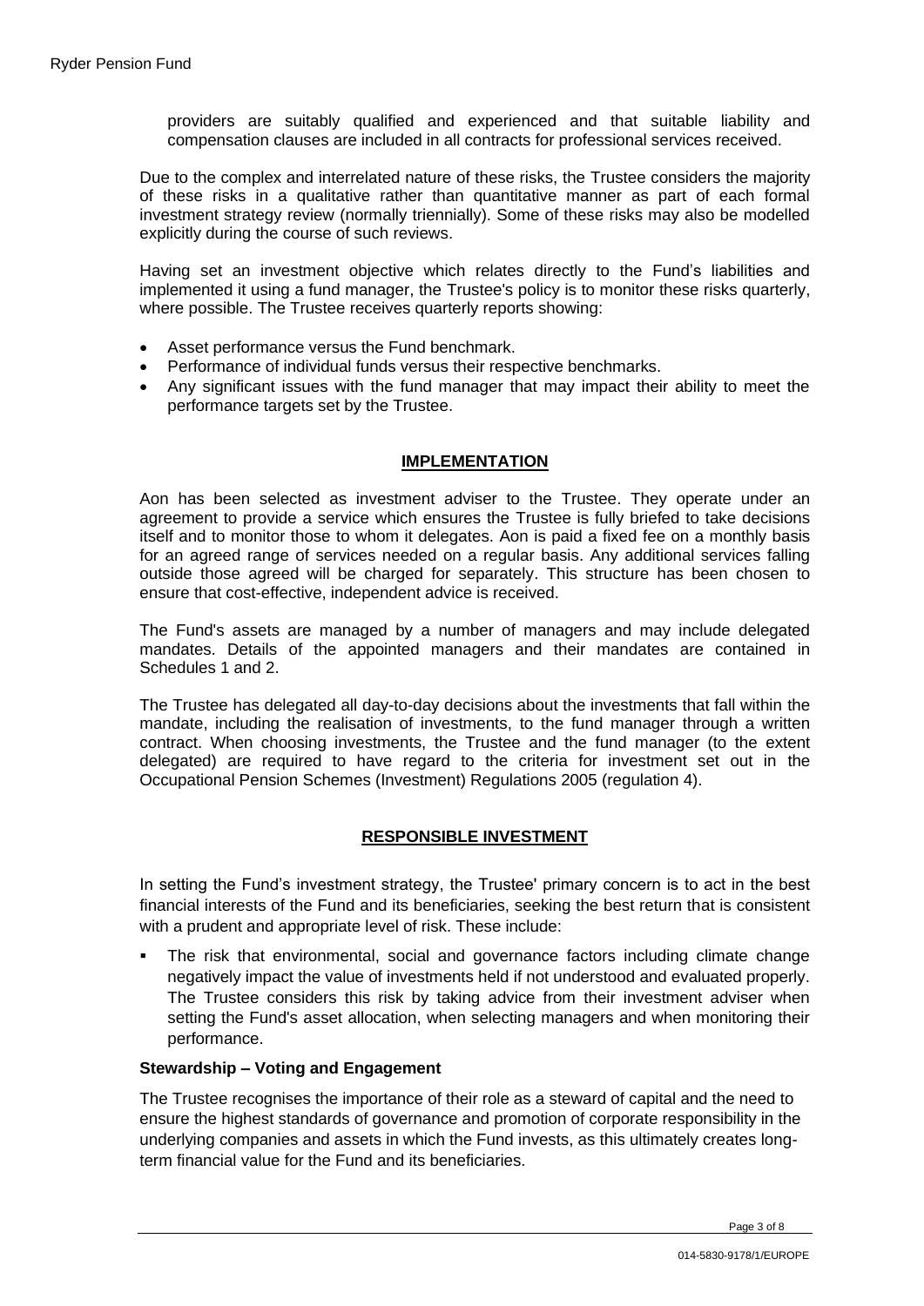providers are suitably qualified and experienced and that suitable liability and compensation clauses are included in all contracts for professional services received.

Due to the complex and interrelated nature of these risks, the Trustee considers the majority of these risks in a qualitative rather than quantitative manner as part of each formal investment strategy review (normally triennially). Some of these risks may also be modelled explicitly during the course of such reviews.

Having set an investment objective which relates directly to the Fund's liabilities and implemented it using a fund manager, the Trustee's policy is to monitor these risks quarterly, where possible. The Trustee receives quarterly reports showing:

- Asset performance versus the Fund benchmark.
- Performance of individual funds versus their respective benchmarks.
- Any significant issues with the fund manager that may impact their ability to meet the performance targets set by the Trustee.

## IMPLEMENTATION

Aon has been selected as investment adviser to the Trustee. They operate under an agreement to provide a service which ensures the Trustee is fully briefed to take decisions itself and to monitor those to whom it delegates. Aon is paid a fixed fee on a monthly basis for an agreed range of services needed on a regular basis. Any additional services falling outside those agreed will be charged for separately. This structure has been chosen to ensure that cost-effective, independent advice is received.

The Fund's assets are managed by a number of managers and may include delegated mandates. Details of the appointed managers and their mandates are contained in Schedules 1 and 2.

The Trustee has delegated all day-to-day decisions about the investments that fall within the mandate, including the realisation of investments, to the fund manager through a written contract. When choosing investments, the Trustee and the fund manager (to the extent delegated) are required to have regard to the criteria for investment set out in the Occupational Pension Schemes (Investment) Regulations 2005 (regulation 4).

## RESPONSIBLE INVESTMENT

In setting the Fund's investment strategy, the Trustee' primary concern is to act in the best financial interests of the Fund and its beneficiaries, seeking the best return that is consistent with a prudent and appropriate level of risk. These include:

- The risk that environmental, social and governance factors including climate change negatively impact the value of investments held if not understood and evaluated properly. The Trustee considers this risk by taking advice from their investment adviser when setting the Fund's asset allocation, when selecting managers and when monitoring their performance.

### Stewardship – Voting and Engagement

The Trustee recognises the importance of their role as a steward of capital and the need to ensure the highest standards of governance and promotion of corporate responsibility in the underlying companies and assets in which the Fund invests, as this ultimately creates long-term financial value for the Fund and its beneficiaries.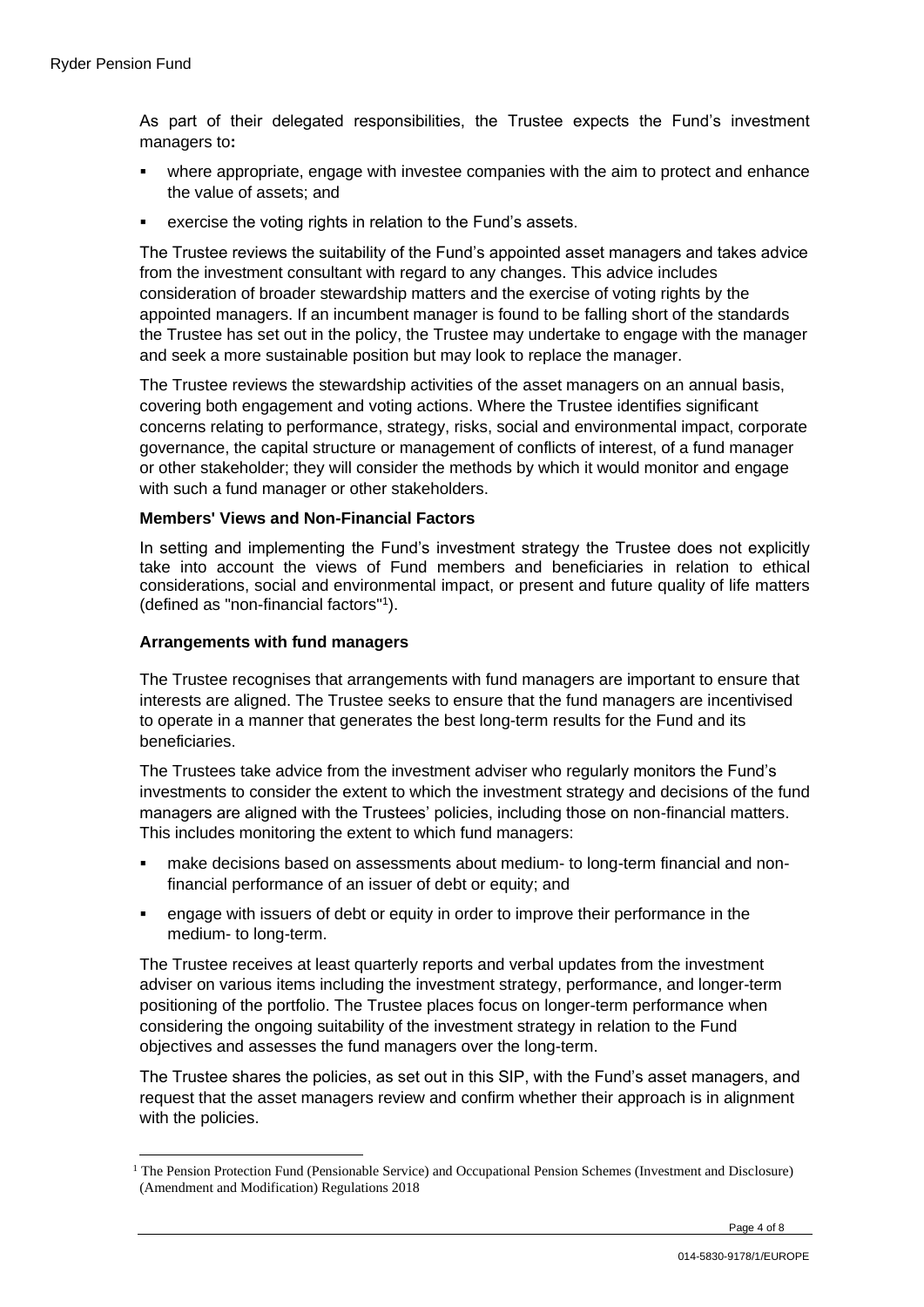As part of their delegated responsibilities, the Trustee expects the Fund's investment managers to**:**

- where appropriate, engage with investee companies with the aim to protect and enhance the value of assets; and
- exercise the voting rights in relation to the Fund's assets.

The Trustee reviews the suitability of the Fund's appointed asset managers and takes advice from the investment consultant with regard to any changes. This advice includes consideration of broader stewardship matters and the exercise of voting rights by the appointed managers. If an incumbent manager is found to be falling short of the standards the Trustee has set out in the policy, the Trustee may undertake to engage with the manager and seek a more sustainable position but may look to replace the manager.

The Trustee reviews the stewardship activities of the asset managers on an annual basis, covering both engagement and voting actions. Where the Trustee identifies significant concerns relating to performance, strategy, risks, social and environmental impact, corporate governance, the capital structure or management of conflicts of interest, of a fund manager or other stakeholder; they will consider the methods by which it would monitor and engage with such a fund manager or other stakeholders.

**Members' Views and Non-Financial Factors**

In setting and implementing the Fund's investment strategy the Trustee does not explicitly take into account the views of Fund members and beneficiaries in relation to ethical considerations, social and environmental impact, or present and future quality of life matters (defined as "non-financial factors"[1]).

**Arrangements with fund managers**

The Trustee recognises that arrangements with fund managers are important to ensure that interests are aligned. The Trustee seeks to ensure that the fund managers are incentivised to operate in a manner that generates the best long-term results for the Fund and its beneficiaries.

The Trustees take advice from the investment adviser who regularly monitors the Fund's investments to consider the extent to which the investment strategy and decisions of the fund managers are aligned with the Trustees' policies, including those on non-financial matters. This includes monitoring the extent to which fund managers:

- make decisions based on assessments about medium- to long-term financial and non-financial performance of an issuer of debt or equity; and
- engage with issuers of debt or equity in order to improve their performance in the medium- to long-term.

The Trustee receives at least quarterly reports and verbal updates from the investment adviser on various items including the investment strategy, performance, and longer-term positioning of the portfolio. The Trustee places focus on longer-term performance when considering the ongoing suitability of the investment strategy in relation to the Fund objectives and assesses the fund managers over the long-term.

The Trustee shares the policies, as set out in this SIP, with the Fund's asset managers, and request that the asset managers review and confirm whether their approach is in alignment with the policies.

[1] The Pension Protection Fund (Pensionable Service) and Occupational Pension Schemes (Investment and Disclosure) (Amendment and Modification) Regulations 2018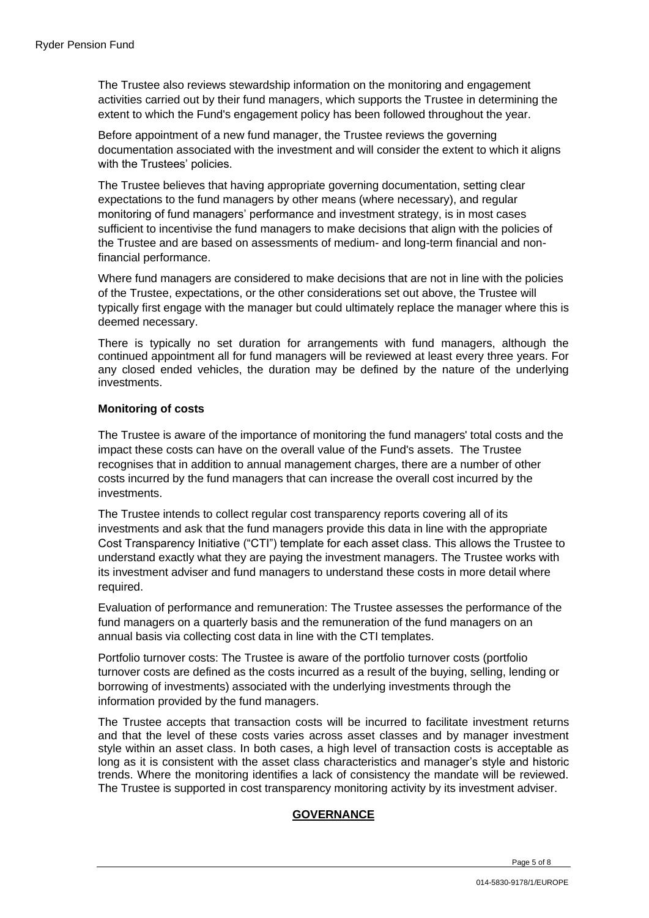The Trustee also reviews stewardship information on the monitoring and engagement activities carried out by their fund managers, which supports the Trustee in determining the extent to which the Fund's engagement policy has been followed throughout the year.

Before appointment of a new fund manager, the Trustee reviews the governing documentation associated with the investment and will consider the extent to which it aligns with the Trustees' policies.

The Trustee believes that having appropriate governing documentation, setting clear expectations to the fund managers by other means (where necessary), and regular monitoring of fund managers' performance and investment strategy, is in most cases sufficient to incentivise the fund managers to make decisions that align with the policies of the Trustee and are based on assessments of medium- and long-term financial and non-financial performance.

Where fund managers are considered to make decisions that are not in line with the policies of the Trustee, expectations, or the other considerations set out above, the Trustee will typically first engage with the manager but could ultimately replace the manager where this is deemed necessary.

There is typically no set duration for arrangements with fund managers, although the continued appointment all for fund managers will be reviewed at least every three years. For any closed ended vehicles, the duration may be defined by the nature of the underlying investments.

**Monitoring of costs**

The Trustee is aware of the importance of monitoring the fund managers' total costs and the impact these costs can have on the overall value of the Fund's assets. The Trustee recognises that in addition to annual management charges, there are a number of other costs incurred by the fund managers that can increase the overall cost incurred by the investments.

The Trustee intends to collect regular cost transparency reports covering all of its investments and ask that the fund managers provide this data in line with the appropriate Cost Transparency Initiative ("CTI") template for each asset class. This allows the Trustee to understand exactly what they are paying the investment managers. The Trustee works with its investment adviser and fund managers to understand these costs in more detail where required.

Evaluation of performance and remuneration: The Trustee assesses the performance of the fund managers on a quarterly basis and the remuneration of the fund managers on an annual basis via collecting cost data in line with the CTI templates.

Portfolio turnover costs: The Trustee is aware of the portfolio turnover costs (portfolio turnover costs are defined as the costs incurred as a result of the buying, selling, lending or borrowing of investments) associated with the underlying investments through the information provided by the fund managers.

The Trustee accepts that transaction costs will be incurred to facilitate investment returns and that the level of these costs varies across asset classes and by manager investment style within an asset class. In both cases, a high level of transaction costs is acceptable as long as it is consistent with the asset class characteristics and manager's style and historic trends. Where the monitoring identifies a lack of consistency the mandate will be reviewed. The Trustee is supported in cost transparency monitoring activity by its investment adviser.

## GOVERNANCE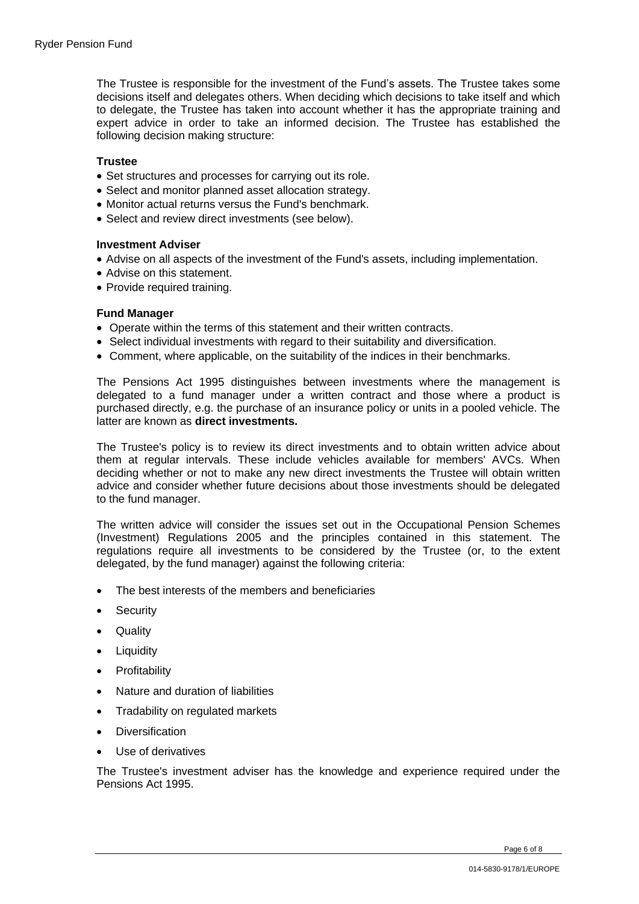The Trustee is responsible for the investment of the Fund's assets. The Trustee takes some decisions itself and delegates others. When deciding which decisions to take itself and which to delegate, the Trustee has taken into account whether it has the appropriate training and expert advice in order to take an informed decision. The Trustee has established the following decision making structure:

**Trustee**

- Set structures and processes for carrying out its role.
- Select and monitor planned asset allocation strategy.
- Monitor actual returns versus the Fund's benchmark.
- Select and review direct investments (see below).

**Investment Adviser**

- Advise on all aspects of the investment of the Fund's assets, including implementation.
- Advise on this statement.
- Provide required training.

**Fund Manager**

- Operate within the terms of this statement and their written contracts.
- Select individual investments with regard to their suitability and diversification.
- Comment, where applicable, on the suitability of the indices in their benchmarks.

The Pensions Act 1995 distinguishes between investments where the management is delegated to a fund manager under a written contract and those where a product is purchased directly, e.g. the purchase of an insurance policy or units in a pooled vehicle. The latter are known as **direct investments.**

The Trustee's policy is to review its direct investments and to obtain written advice about them at regular intervals. These include vehicles available for members' AVCs. When deciding whether or not to make any new direct investments the Trustee will obtain written advice and consider whether future decisions about those investments should be delegated to the fund manager.

The written advice will consider the issues set out in the Occupational Pension Schemes (Investment) Regulations 2005 and the principles contained in this statement. The regulations require all investments to be considered by the Trustee (or, to the extent delegated, by the fund manager) against the following criteria:

- The best interests of the members and beneficiaries
- Security
- Quality
- Liquidity
- Profitability
- Nature and duration of liabilities
- Tradability on regulated markets
- Diversification
- Use of derivatives

The Trustee's investment adviser has the knowledge and experience required under the Pensions Act 1995.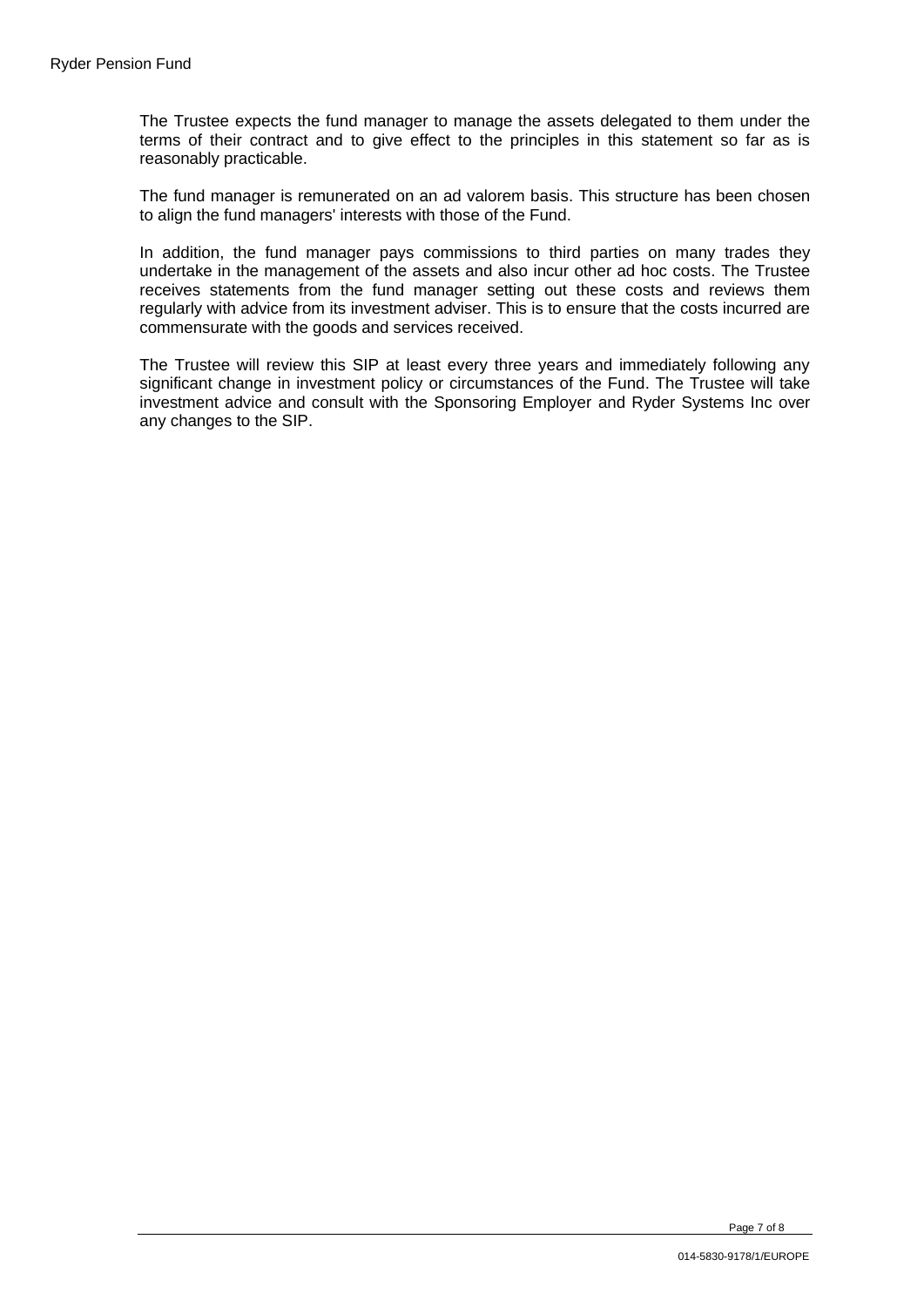The Trustee expects the fund manager to manage the assets delegated to them under the terms of their contract and to give effect to the principles in this statement so far as is reasonably practicable.

The fund manager is remunerated on an ad valorem basis. This structure has been chosen to align the fund managers' interests with those of the Fund.

In addition, the fund manager pays commissions to third parties on many trades they undertake in the management of the assets and also incur other ad hoc costs. The Trustee receives statements from the fund manager setting out these costs and reviews them regularly with advice from its investment adviser. This is to ensure that the costs incurred are commensurate with the goods and services received.

The Trustee will review this SIP at least every three years and immediately following any significant change in investment policy or circumstances of the Fund. The Trustee will take investment advice and consult with the Sponsoring Employer and Ryder Systems Inc over any changes to the SIP.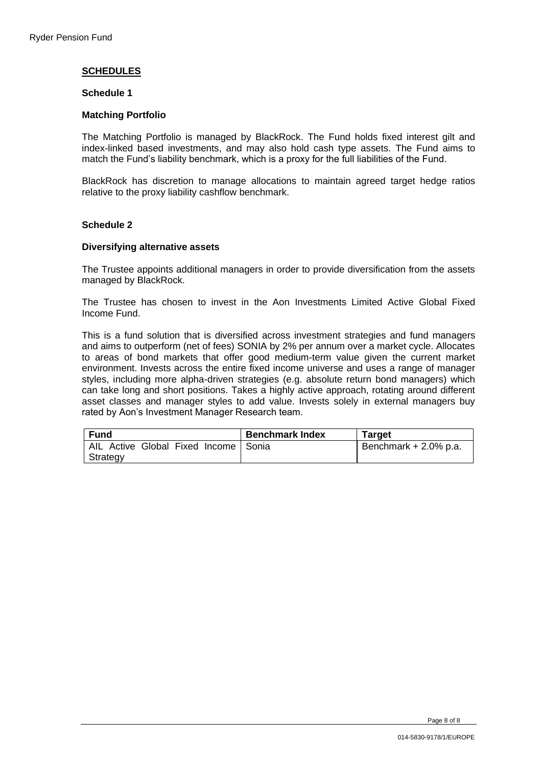## SCHEDULES

### Schedule 1

#### Matching Portfolio

The Matching Portfolio is managed by BlackRock. The Fund holds fixed interest gilt and index-linked based investments, and may also hold cash type assets. The Fund aims to match the Fund's liability benchmark, which is a proxy for the full liabilities of the Fund.

BlackRock has discretion to manage allocations to maintain agreed target hedge ratios relative to the proxy liability cashflow benchmark.

### Schedule 2

#### Diversifying alternative assets

The Trustee appoints additional managers in order to provide diversification from the assets managed by BlackRock.

The Trustee has chosen to invest in the Aon Investments Limited Active Global Fixed Income Fund.

This is a fund solution that is diversified across investment strategies and fund managers and aims to outperform (net of fees) SONIA by 2% per annum over a market cycle. Allocates to areas of bond markets that offer good medium-term value given the current market environment. Invests across the entire fixed income universe and uses a range of manager styles, including more alpha-driven strategies (e.g. absolute return bond managers) which can take long and short positions. Takes a highly active approach, rotating around different asset classes and manager styles to add value. Invests solely in external managers buy rated by Aon's Investment Manager Research team.

| Fund | Benchmark Index | Target |
|---|---|---|
| AIL Active Global Fixed Income Strategy | Sonia | Benchmark + 2.0% p.a. |